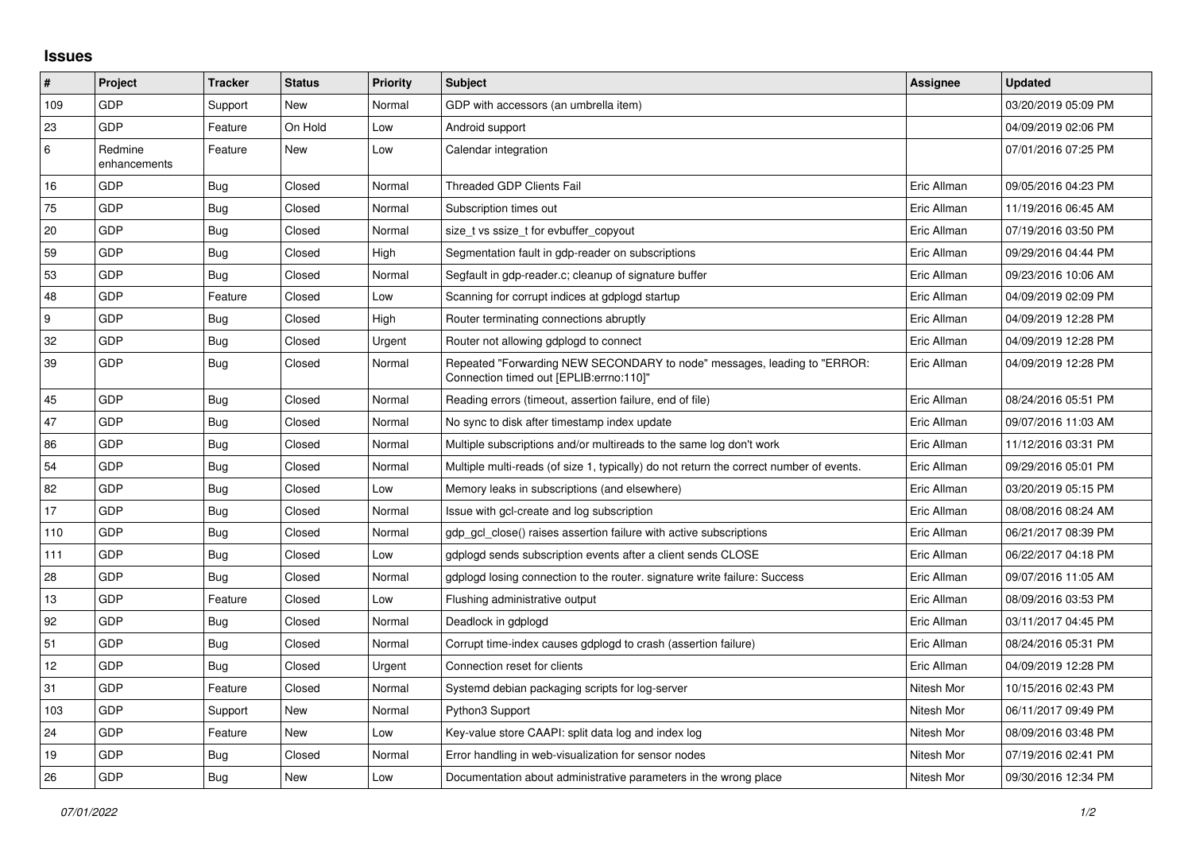# Issues

| # | Project | Tracker | Status | Priority | Subject | Assignee | Updated |
|---|---|---|---|---|---|---|---|
| 109 | GDP | Support | New | Normal | GDP with accessors (an umbrella item) | | 03/20/2019 05:09 PM |
| 23 | GDP | Feature | On Hold | Low | Android support | | 04/09/2019 02:06 PM |
| 6 | Redmine enhancements | Feature | New | Low | Calendar integration | | 07/01/2016 07:25 PM |
| 16 | GDP | Bug | Closed | Normal | Threaded GDP Clients Fail | Eric Allman | 09/05/2016 04:23 PM |
| 75 | GDP | Bug | Closed | Normal | Subscription times out | Eric Allman | 11/19/2016 06:45 AM |
| 20 | GDP | Bug | Closed | Normal | size_t vs ssize_t for evbuffer_copyout | Eric Allman | 07/19/2016 03:50 PM |
| 59 | GDP | Bug | Closed | High | Segmentation fault in gdp-reader on subscriptions | Eric Allman | 09/29/2016 04:44 PM |
| 53 | GDP | Bug | Closed | Normal | Segfault in gdp-reader.c; cleanup of signature buffer | Eric Allman | 09/23/2016 10:06 AM |
| 48 | GDP | Feature | Closed | Low | Scanning for corrupt indices at gdplogd startup | Eric Allman | 04/09/2019 02:09 PM |
| 9 | GDP | Bug | Closed | High | Router terminating connections abruptly | Eric Allman | 04/09/2019 12:28 PM |
| 32 | GDP | Bug | Closed | Urgent | Router not allowing gdplogd to connect | Eric Allman | 04/09/2019 12:28 PM |
| 39 | GDP | Bug | Closed | Normal | Repeated "Forwarding NEW SECONDARY to node" messages, leading to "ERROR: Connection timed out [EPLIB:errno:110]" | Eric Allman | 04/09/2019 12:28 PM |
| 45 | GDP | Bug | Closed | Normal | Reading errors (timeout, assertion failure, end of file) | Eric Allman | 08/24/2016 05:51 PM |
| 47 | GDP | Bug | Closed | Normal | No sync to disk after timestamp index update | Eric Allman | 09/07/2016 11:03 AM |
| 86 | GDP | Bug | Closed | Normal | Multiple subscriptions and/or multireads to the same log don't work | Eric Allman | 11/12/2016 03:31 PM |
| 54 | GDP | Bug | Closed | Normal | Multiple multi-reads (of size 1, typically) do not return the correct number of events. | Eric Allman | 09/29/2016 05:01 PM |
| 82 | GDP | Bug | Closed | Low | Memory leaks in subscriptions (and elsewhere) | Eric Allman | 03/20/2019 05:15 PM |
| 17 | GDP | Bug | Closed | Normal | Issue with gcl-create and log subscription | Eric Allman | 08/08/2016 08:24 AM |
| 110 | GDP | Bug | Closed | Normal | gdp_gcl_close() raises assertion failure with active subscriptions | Eric Allman | 06/21/2017 08:39 PM |
| 111 | GDP | Bug | Closed | Low | gdplogd sends subscription events after a client sends CLOSE | Eric Allman | 06/22/2017 04:18 PM |
| 28 | GDP | Bug | Closed | Normal | gdplogd losing connection to the router. signature write failure: Success | Eric Allman | 09/07/2016 11:05 AM |
| 13 | GDP | Feature | Closed | Low | Flushing administrative output | Eric Allman | 08/09/2016 03:53 PM |
| 92 | GDP | Bug | Closed | Normal | Deadlock in gdplogd | Eric Allman | 03/11/2017 04:45 PM |
| 51 | GDP | Bug | Closed | Normal | Corrupt time-index causes gdplogd to crash (assertion failure) | Eric Allman | 08/24/2016 05:31 PM |
| 12 | GDP | Bug | Closed | Urgent | Connection reset for clients | Eric Allman | 04/09/2019 12:28 PM |
| 31 | GDP | Feature | Closed | Normal | Systemd debian packaging scripts for log-server | Nitesh Mor | 10/15/2016 02:43 PM |
| 103 | GDP | Support | New | Normal | Python3 Support | Nitesh Mor | 06/11/2017 09:49 PM |
| 24 | GDP | Feature | New | Low | Key-value store CAAPI: split data log and index log | Nitesh Mor | 08/09/2016 03:48 PM |
| 19 | GDP | Bug | Closed | Normal | Error handling in web-visualization for sensor nodes | Nitesh Mor | 07/19/2016 02:41 PM |
| 26 | GDP | Bug | New | Low | Documentation about administrative parameters in the wrong place | Nitesh Mor | 09/30/2016 12:34 PM |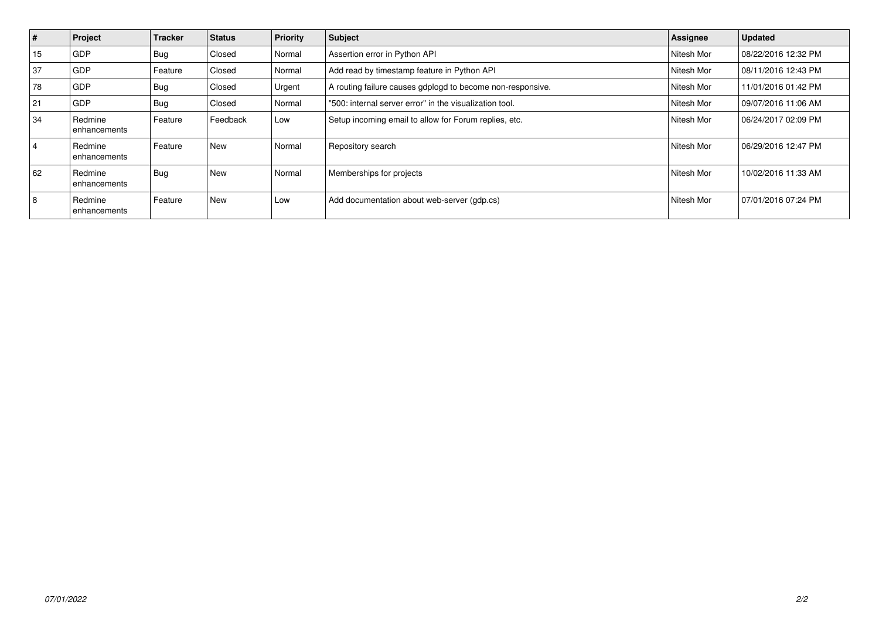| # | Project | Tracker | Status | Priority | Subject | Assignee | Updated |
|---|---|---|---|---|---|---|---|
| 15 | GDP | Bug | Closed | Normal | Assertion error in Python API | Nitesh Mor | 08/22/2016 12:32 PM |
| 37 | GDP | Feature | Closed | Normal | Add read by timestamp feature in Python API | Nitesh Mor | 08/11/2016 12:43 PM |
| 78 | GDP | Bug | Closed | Urgent | A routing failure causes gdplogd to become non-responsive. | Nitesh Mor | 11/01/2016 01:42 PM |
| 21 | GDP | Bug | Closed | Normal | "500: internal server error" in the visualization tool. | Nitesh Mor | 09/07/2016 11:06 AM |
| 34 | Redmine enhancements | Feature | Feedback | Low | Setup incoming email to allow for Forum replies, etc. | Nitesh Mor | 06/24/2017 02:09 PM |
| 4 | Redmine enhancements | Feature | New | Normal | Repository search | Nitesh Mor | 06/29/2016 12:47 PM |
| 62 | Redmine enhancements | Bug | New | Normal | Memberships for projects | Nitesh Mor | 10/02/2016 11:33 AM |
| 8 | Redmine enhancements | Feature | New | Low | Add documentation about web-server (gdp.cs) | Nitesh Mor | 07/01/2016 07:24 PM |